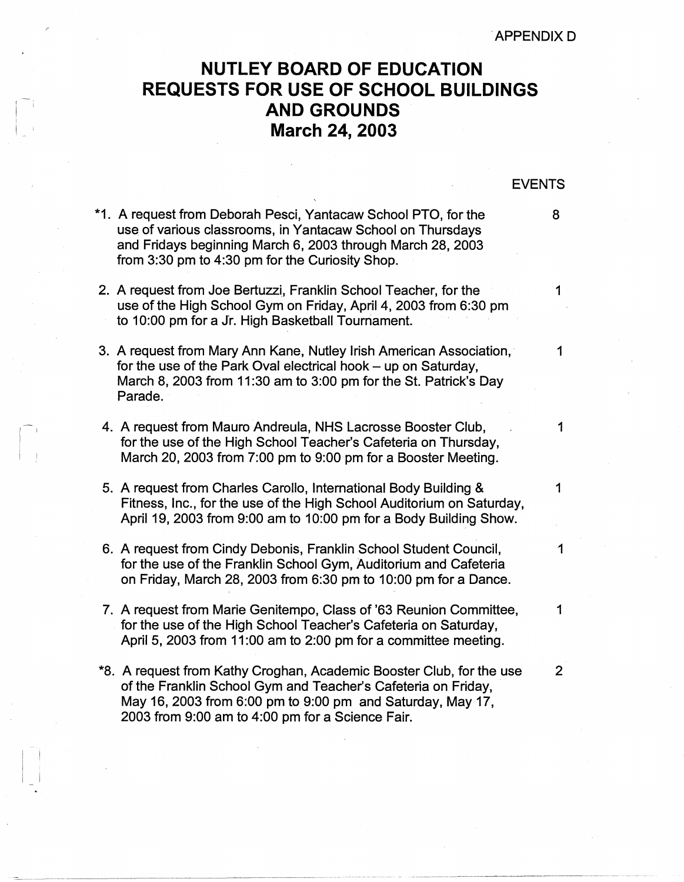APPENDIX D

# NUTLEY BOARD OF EDUCATION REQUESTS FOR USE OF SCHOOL BUILDINGS AND GROUNDS March 24, 2003

| | EVENTS |
|---|---|
| *1. A request from Deborah Pesci, Yantacaw School PTO, for the use of various classrooms, in Yantacaw School on Thursdays and Fridays beginning March 6, 2003 through March 28, 2003 from 3:30 pm to 4:30 pm for the Curiosity Shop. | 8 |
| 2. A request from Joe Bertuzzi, Franklin School Teacher, for the use of the High School Gym on Friday, April 4, 2003 from 6:30 pm to 10:00 pm for a Jr. High Basketball Tournament. | 1 |
| 3. A request from Mary Ann Kane, Nutley Irish American Association, for the use of the Park Oval electrical hook – up on Saturday, March 8, 2003 from 11:30 am to 3:00 pm for the St. Patrick's Day Parade. | 1 |
| 4. A request from Mauro Andreula, NHS Lacrosse Booster Club, for the use of the High School Teacher's Cafeteria on Thursday, March 20, 2003 from 7:00 pm to 9:00 pm for a Booster Meeting. | 1 |
| 5. A request from Charles Carollo, International Body Building & Fitness, Inc., for the use of the High School Auditorium on Saturday, April 19, 2003 from 9:00 am to 10:00 pm for a Body Building Show. | 1 |
| 6. A request from Cindy Debonis, Franklin School Student Council, for the use of the Franklin School Gym, Auditorium and Cafeteria on Friday, March 28, 2003 from 6:30 pm to 10:00 pm for a Dance. | 1 |
| 7. A request from Marie Genitempo, Class of '63 Reunion Committee, for the use of the High School Teacher's Cafeteria on Saturday, April 5, 2003 from 11:00 am to 2:00 pm for a committee meeting. | 1 |
| *8. A request from Kathy Croghan, Academic Booster Club, for the use of the Franklin School Gym and Teacher's Cafeteria on Friday, May 16, 2003 from 6:00 pm to 9:00 pm and Saturday, May 17, 2003 from 9:00 am to 4:00 pm for a Science Fair. | 2 |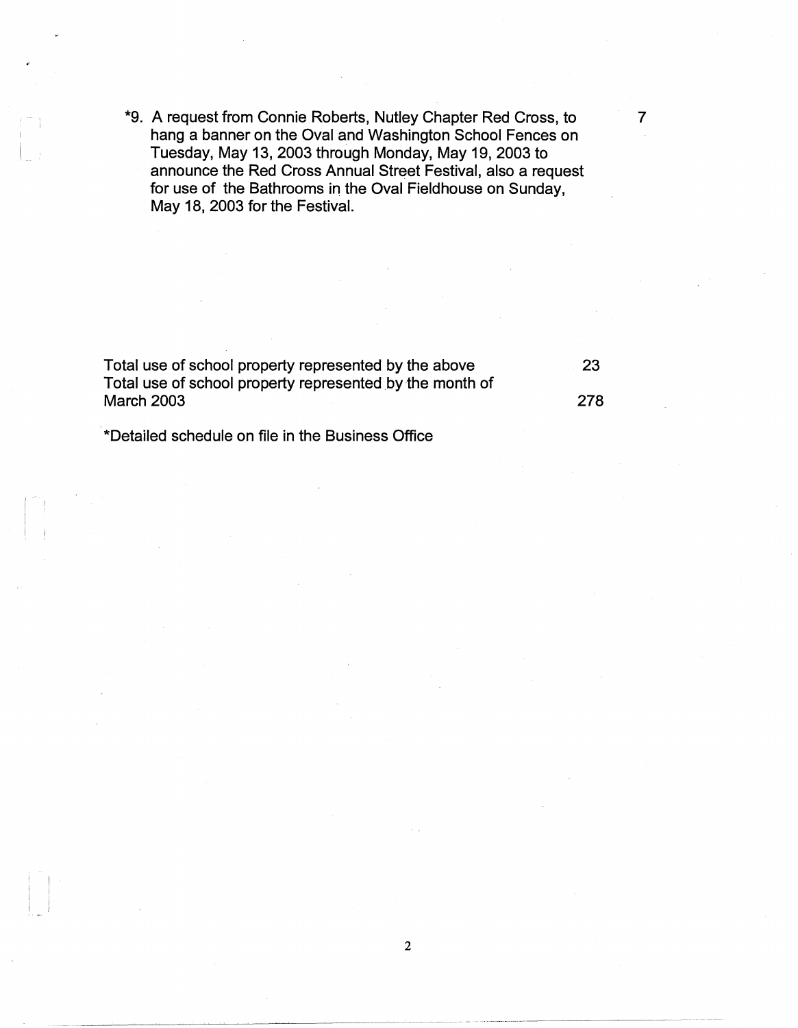*9. A request from Connie Roberts, Nutley Chapter Red Cross, to hang a banner on the Oval and Washington School Fences on Tuesday, May 13, 2003 through Monday, May 19, 2003 to announce the Red Cross Annual Street Festival, also a request for use of the Bathrooms in the Oval Fieldhouse on Sunday, May 18, 2003 for the Festival. 7

| | |
|---|---|
| Total use of school property represented by the above | 23 |
| Total use of school property represented by the month of March 2003 | 278 |

*Detailed schedule on file in the Business Office